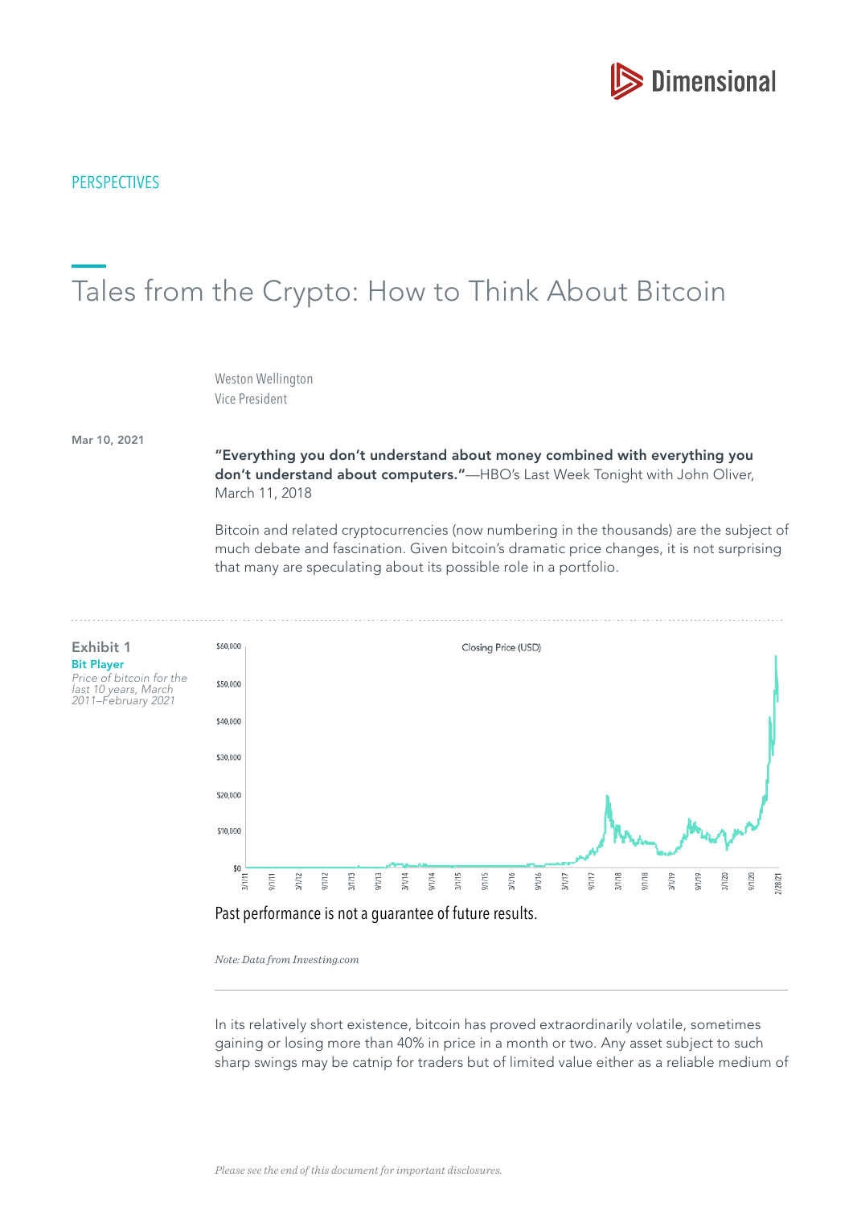PERSPECTIVES

# Tales from the Crypto: How to Think About Bitcoin

Weston Wellington
Vice President

Mar 10, 2021

**"Everything you don't understand about money combined with everything you don't understand about computers."**—HBO's Last Week Tonight with John Oliver, March 11, 2018

Bitcoin and related cryptocurrencies (now numbering in the thousands) are the subject of much debate and fascination. Given bitcoin's dramatic price changes, it is not surprising that many are speculating about its possible role in a portfolio.

**Exhibit 1**

**Bit Player**

*Price of bitcoin for the last 10 years, March 2011–February 2021*

Past performance is not a guarantee of future results.

*Note: Data from Investing.com*

In its relatively short existence, bitcoin has proved extraordinarily volatile, sometimes gaining or losing more than 40% in price in a month or two. Any asset subject to such sharp swings may be catnip for traders but of limited value either as a reliable medium of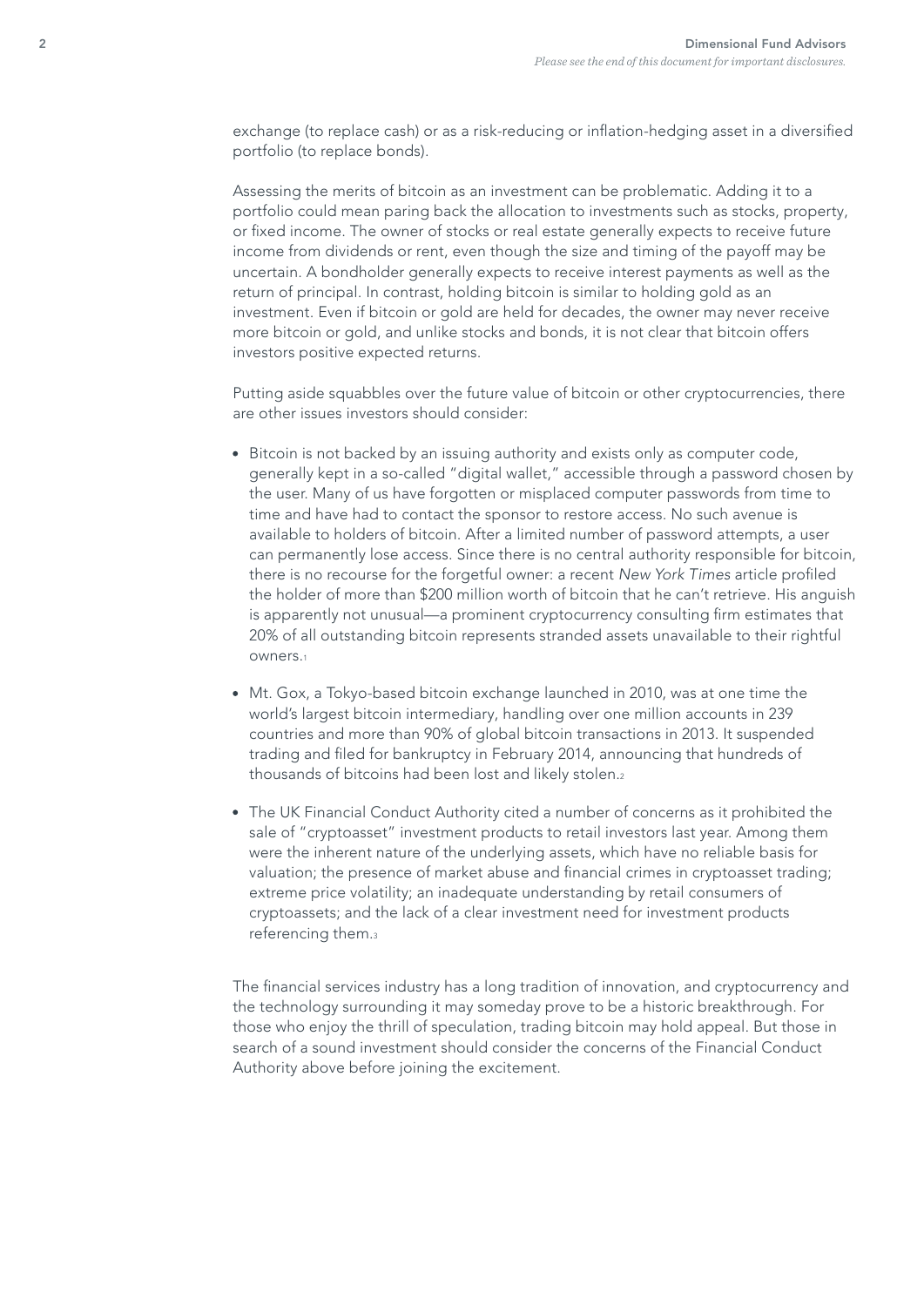exchange (to replace cash) or as a risk-reducing or inflation-hedging asset in a diversified portfolio (to replace bonds).

Assessing the merits of bitcoin as an investment can be problematic. Adding it to a portfolio could mean paring back the allocation to investments such as stocks, property, or fixed income. The owner of stocks or real estate generally expects to receive future income from dividends or rent, even though the size and timing of the payoff may be uncertain. A bondholder generally expects to receive interest payments as well as the return of principal. In contrast, holding bitcoin is similar to holding gold as an investment. Even if bitcoin or gold are held for decades, the owner may never receive more bitcoin or gold, and unlike stocks and bonds, it is not clear that bitcoin offers investors positive expected returns.

Putting aside squabbles over the future value of bitcoin or other cryptocurrencies, there are other issues investors should consider:

- Bitcoin is not backed by an issuing authority and exists only as computer code, generally kept in a so-called "digital wallet," accessible through a password chosen by the user. Many of us have forgotten or misplaced computer passwords from time to time and have had to contact the sponsor to restore access. No such avenue is available to holders of bitcoin. After a limited number of password attempts, a user can permanently lose access. Since there is no central authority responsible for bitcoin, there is no recourse for the forgetful owner: a recent *New York Times* article profiled the holder of more than $200 million worth of bitcoin that he can't retrieve. His anguish is apparently not unusual—a prominent cryptocurrency consulting firm estimates that 20% of all outstanding bitcoin represents stranded assets unavailable to their rightful owners.[1]
- Mt. Gox, a Tokyo-based bitcoin exchange launched in 2010, was at one time the world's largest bitcoin intermediary, handling over one million accounts in 239 countries and more than 90% of global bitcoin transactions in 2013. It suspended trading and filed for bankruptcy in February 2014, announcing that hundreds of thousands of bitcoins had been lost and likely stolen.[2]
- The UK Financial Conduct Authority cited a number of concerns as it prohibited the sale of "cryptoasset" investment products to retail investors last year. Among them were the inherent nature of the underlying assets, which have no reliable basis for valuation; the presence of market abuse and financial crimes in cryptoasset trading; extreme price volatility; an inadequate understanding by retail consumers of cryptoassets; and the lack of a clear investment need for investment products referencing them.[3]

The financial services industry has a long tradition of innovation, and cryptocurrency and the technology surrounding it may someday prove to be a historic breakthrough. For those who enjoy the thrill of speculation, trading bitcoin may hold appeal. But those in search of a sound investment should consider the concerns of the Financial Conduct Authority above before joining the excitement.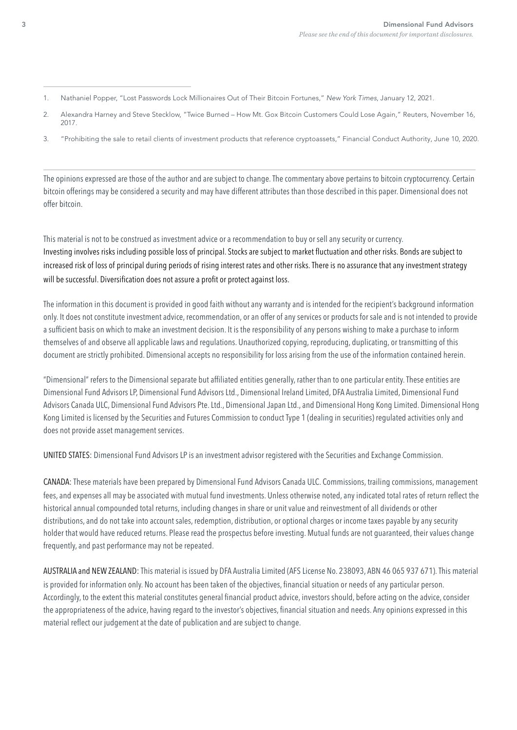1. Nathaniel Popper, "Lost Passwords Lock Millionaires Out of Their Bitcoin Fortunes," *New York Times*, January 12, 2021.
2. Alexandra Harney and Steve Stecklow, "Twice Burned – How Mt. Gox Bitcoin Customers Could Lose Again," Reuters, November 16, 2017.
3. "Prohibiting the sale to retail clients of investment products that reference cryptoassets," Financial Conduct Authority, June 10, 2020.

---

The opinions expressed are those of the author and are subject to change. The commentary above pertains to bitcoin cryptocurrency. Certain bitcoin offerings may be considered a security and may have different attributes than those described in this paper. Dimensional does not offer bitcoin.

This material is not to be construed as investment advice or a recommendation to buy or sell any security or currency.
Investing involves risks including possible loss of principal. Stocks are subject to market fluctuation and other risks. Bonds are subject to increased risk of loss of principal during periods of rising interest rates and other risks. There is no assurance that any investment strategy will be successful. Diversification does not assure a profit or protect against loss.

The information in this document is provided in good faith without any warranty and is intended for the recipient's background information only. It does not constitute investment advice, recommendation, or an offer of any services or products for sale and is not intended to provide a sufficient basis on which to make an investment decision. It is the responsibility of any persons wishing to make a purchase to inform themselves of and observe all applicable laws and regulations. Unauthorized copying, reproducing, duplicating, or transmitting of this document are strictly prohibited. Dimensional accepts no responsibility for loss arising from the use of the information contained herein.

"Dimensional" refers to the Dimensional separate but affiliated entities generally, rather than to one particular entity. These entities are Dimensional Fund Advisors LP, Dimensional Fund Advisors Ltd., Dimensional Ireland Limited, DFA Australia Limited, Dimensional Fund Advisors Canada ULC, Dimensional Fund Advisors Pte. Ltd., Dimensional Japan Ltd., and Dimensional Hong Kong Limited. Dimensional Hong Kong Limited is licensed by the Securities and Futures Commission to conduct Type 1 (dealing in securities) regulated activities only and does not provide asset management services.

UNITED STATES: Dimensional Fund Advisors LP is an investment advisor registered with the Securities and Exchange Commission.

CANADA: These materials have been prepared by Dimensional Fund Advisors Canada ULC. Commissions, trailing commissions, management fees, and expenses all may be associated with mutual fund investments. Unless otherwise noted, any indicated total rates of return reflect the historical annual compounded total returns, including changes in share or unit value and reinvestment of all dividends or other distributions, and do not take into account sales, redemption, distribution, or optional charges or income taxes payable by any security holder that would have reduced returns. Please read the prospectus before investing. Mutual funds are not guaranteed, their values change frequently, and past performance may not be repeated.

AUSTRALIA and NEW ZEALAND: This material is issued by DFA Australia Limited (AFS License No. 238093, ABN 46 065 937 671). This material is provided for information only. No account has been taken of the objectives, financial situation or needs of any particular person. Accordingly, to the extent this material constitutes general financial product advice, investors should, before acting on the advice, consider the appropriateness of the advice, having regard to the investor's objectives, financial situation and needs. Any opinions expressed in this material reflect our judgement at the date of publication and are subject to change.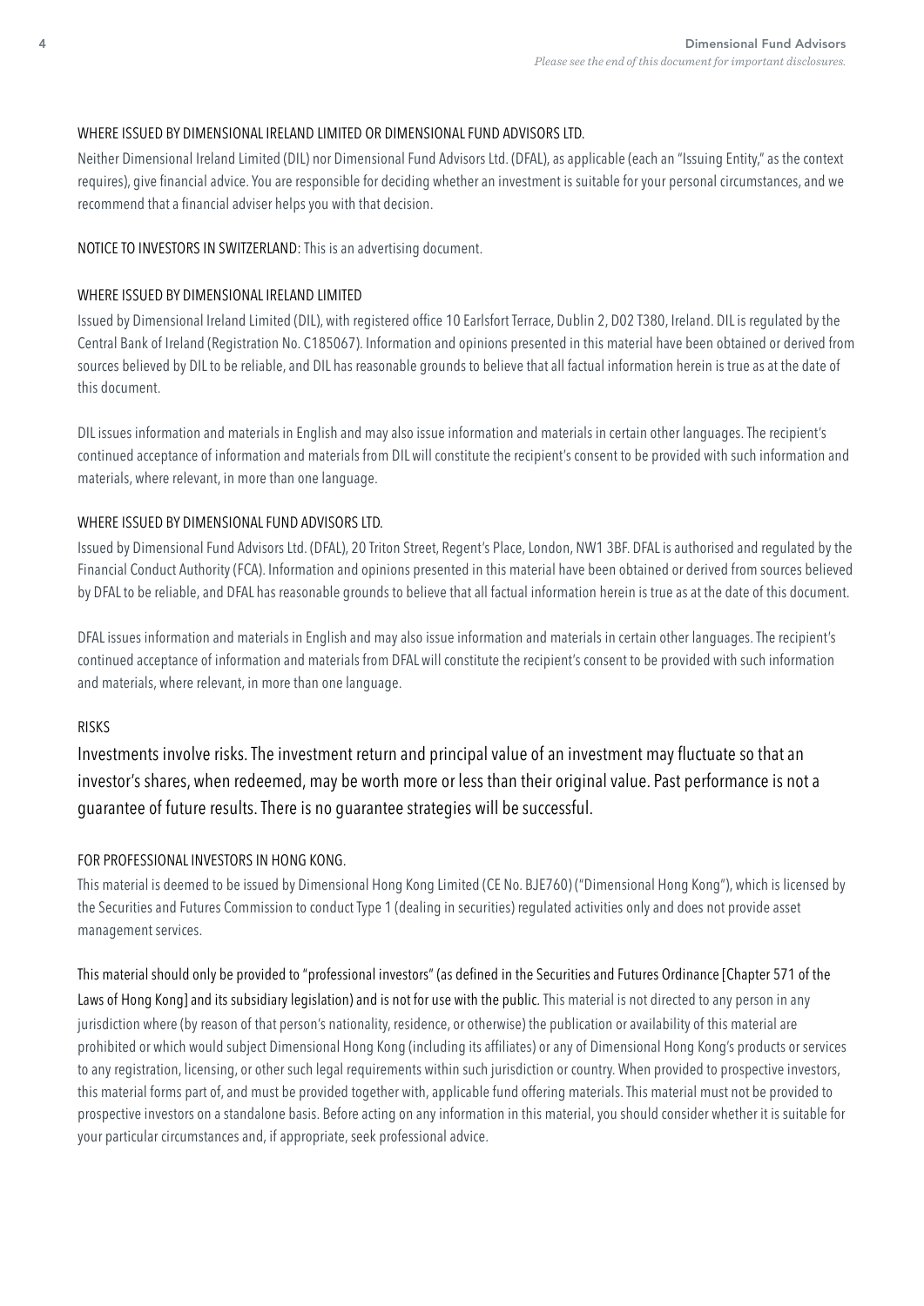WHERE ISSUED BY DIMENSIONAL IRELAND LIMITED OR DIMENSIONAL FUND ADVISORS LTD.

Neither Dimensional Ireland Limited (DIL) nor Dimensional Fund Advisors Ltd. (DFAL), as applicable (each an "Issuing Entity," as the context requires), give financial advice. You are responsible for deciding whether an investment is suitable for your personal circumstances, and we recommend that a financial adviser helps you with that decision.

NOTICE TO INVESTORS IN SWITZERLAND: This is an advertising document.

WHERE ISSUED BY DIMENSIONAL IRELAND LIMITED

Issued by Dimensional Ireland Limited (DIL), with registered office 10 Earlsfort Terrace, Dublin 2, D02 T380, Ireland. DIL is regulated by the Central Bank of Ireland (Registration No. C185067). Information and opinions presented in this material have been obtained or derived from sources believed by DIL to be reliable, and DIL has reasonable grounds to believe that all factual information herein is true as at the date of this document.

DIL issues information and materials in English and may also issue information and materials in certain other languages. The recipient's continued acceptance of information and materials from DIL will constitute the recipient's consent to be provided with such information and materials, where relevant, in more than one language.

WHERE ISSUED BY DIMENSIONAL FUND ADVISORS LTD.

Issued by Dimensional Fund Advisors Ltd. (DFAL), 20 Triton Street, Regent's Place, London, NW1 3BF. DFAL is authorised and regulated by the Financial Conduct Authority (FCA). Information and opinions presented in this material have been obtained or derived from sources believed by DFAL to be reliable, and DFAL has reasonable grounds to believe that all factual information herein is true as at the date of this document.

DFAL issues information and materials in English and may also issue information and materials in certain other languages. The recipient's continued acceptance of information and materials from DFAL will constitute the recipient's consent to be provided with such information and materials, where relevant, in more than one language.

RISKS

Investments involve risks. The investment return and principal value of an investment may fluctuate so that an investor's shares, when redeemed, may be worth more or less than their original value. Past performance is not a guarantee of future results. There is no guarantee strategies will be successful.

FOR PROFESSIONAL INVESTORS IN HONG KONG.

This material is deemed to be issued by Dimensional Hong Kong Limited (CE No. BJE760) ("Dimensional Hong Kong"), which is licensed by the Securities and Futures Commission to conduct Type 1 (dealing in securities) regulated activities only and does not provide asset management services.

This material should only be provided to "professional investors" (as defined in the Securities and Futures Ordinance [Chapter 571 of the Laws of Hong Kong] and its subsidiary legislation) and is not for use with the public. This material is not directed to any person in any jurisdiction where (by reason of that person's nationality, residence, or otherwise) the publication or availability of this material are prohibited or which would subject Dimensional Hong Kong (including its affiliates) or any of Dimensional Hong Kong's products or services to any registration, licensing, or other such legal requirements within such jurisdiction or country. When provided to prospective investors, this material forms part of, and must be provided together with, applicable fund offering materials. This material must not be provided to prospective investors on a standalone basis. Before acting on any information in this material, you should consider whether it is suitable for your particular circumstances and, if appropriate, seek professional advice.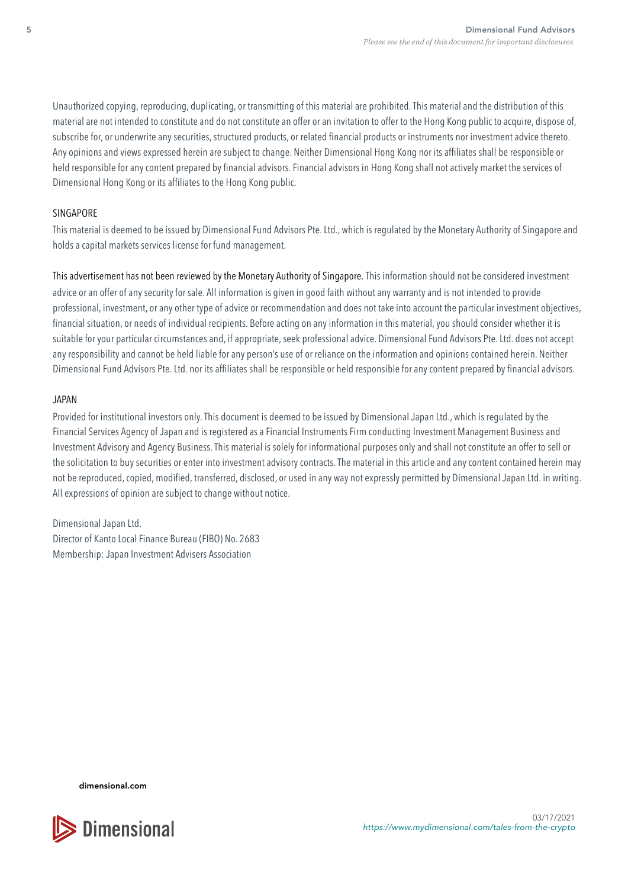Unauthorized copying, reproducing, duplicating, or transmitting of this material are prohibited. This material and the distribution of this material are not intended to constitute and do not constitute an offer or an invitation to offer to the Hong Kong public to acquire, dispose of, subscribe for, or underwrite any securities, structured products, or related financial products or instruments nor investment advice thereto. Any opinions and views expressed herein are subject to change. Neither Dimensional Hong Kong nor its affiliates shall be responsible or held responsible for any content prepared by financial advisors. Financial advisors in Hong Kong shall not actively market the services of Dimensional Hong Kong or its affiliates to the Hong Kong public.

SINGAPORE

This material is deemed to be issued by Dimensional Fund Advisors Pte. Ltd., which is regulated by the Monetary Authority of Singapore and holds a capital markets services license for fund management.

This advertisement has not been reviewed by the Monetary Authority of Singapore. This information should not be considered investment advice or an offer of any security for sale. All information is given in good faith without any warranty and is not intended to provide professional, investment, or any other type of advice or recommendation and does not take into account the particular investment objectives, financial situation, or needs of individual recipients. Before acting on any information in this material, you should consider whether it is suitable for your particular circumstances and, if appropriate, seek professional advice. Dimensional Fund Advisors Pte. Ltd. does not accept any responsibility and cannot be held liable for any person's use of or reliance on the information and opinions contained herein. Neither Dimensional Fund Advisors Pte. Ltd. nor its affiliates shall be responsible or held responsible for any content prepared by financial advisors.

JAPAN

Provided for institutional investors only. This document is deemed to be issued by Dimensional Japan Ltd., which is regulated by the Financial Services Agency of Japan and is registered as a Financial Instruments Firm conducting Investment Management Business and Investment Advisory and Agency Business. This material is solely for informational purposes only and shall not constitute an offer to sell or the solicitation to buy securities or enter into investment advisory contracts. The material in this article and any content contained herein may not be reproduced, copied, modified, transferred, disclosed, or used in any way not expressly permitted by Dimensional Japan Ltd. in writing. All expressions of opinion are subject to change without notice.

Dimensional Japan Ltd.
Director of Kanto Local Finance Bureau (FIBO) No. 2683
Membership: Japan Investment Advisers Association

dimensional.com

Dimensional

03/17/2021
https://www.mydimensional.com/tales-from-the-crypto